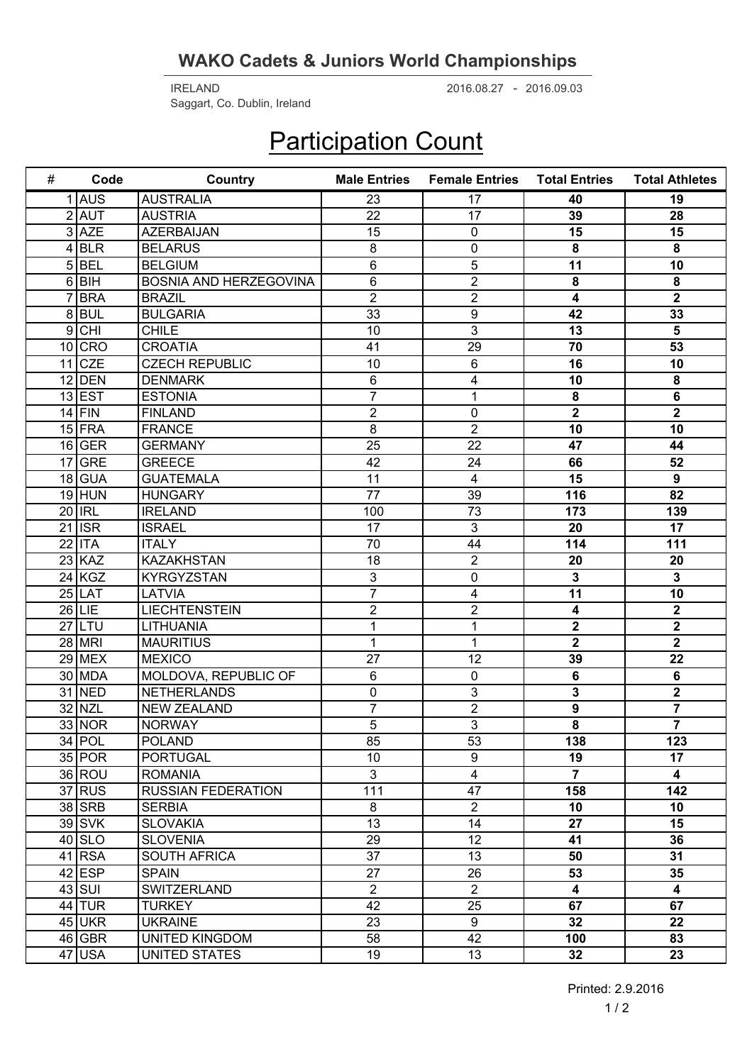## WAKO Cadets & Juniors World Championships

IRELAND 2016.08.27 - 2016.09.03
Saggart, Co. Dublin, Ireland

# Participation Count

| # | Code | Country | Male Entries | Female Entries | Total Entries | Total Athletes |
|---|---|---|---|---|---|---|
| 1 | AUS | AUSTRALIA | 23 | 17 | **40** | **19** |
| 2 | AUT | AUSTRIA | 22 | 17 | **39** | **28** |
| 3 | AZE | AZERBAIJAN | 15 | 0 | **15** | **15** |
| 4 | BLR | BELARUS | 8 | 0 | **8** | **8** |
| 5 | BEL | BELGIUM | 6 | 5 | **11** | **10** |
| 6 | BIH | BOSNIA AND HERZEGOVINA | 6 | 2 | **8** | **8** |
| 7 | BRA | BRAZIL | 2 | 2 | **4** | **2** |
| 8 | BUL | BULGARIA | 33 | 9 | **42** | **33** |
| 9 | CHI | CHILE | 10 | 3 | **13** | **5** |
| 10 | CRO | CROATIA | 41 | 29 | **70** | **53** |
| 11 | CZE | CZECH REPUBLIC | 10 | 6 | **16** | **10** |
| 12 | DEN | DENMARK | 6 | 4 | **10** | **8** |
| 13 | EST | ESTONIA | 7 | 1 | **8** | **6** |
| 14 | FIN | FINLAND | 2 | 0 | **2** | **2** |
| 15 | FRA | FRANCE | 8 | 2 | **10** | **10** |
| 16 | GER | GERMANY | 25 | 22 | **47** | **44** |
| 17 | GRE | GREECE | 42 | 24 | **66** | **52** |
| 18 | GUA | GUATEMALA | 11 | 4 | **15** | **9** |
| 19 | HUN | HUNGARY | 77 | 39 | **116** | **82** |
| 20 | IRL | IRELAND | 100 | 73 | **173** | **139** |
| 21 | ISR | ISRAEL | 17 | 3 | **20** | **17** |
| 22 | ITA | ITALY | 70 | 44 | **114** | **111** |
| 23 | KAZ | KAZAKHSTAN | 18 | 2 | **20** | **20** |
| 24 | KGZ | KYRGYZSTAN | 3 | 0 | **3** | **3** |
| 25 | LAT | LATVIA | 7 | 4 | **11** | **10** |
| 26 | LIE | LIECHTENSTEIN | 2 | 2 | **4** | **2** |
| 27 | LTU | LITHUANIA | 1 | 1 | **2** | **2** |
| 28 | MRI | MAURITIUS | 1 | 1 | **2** | **2** |
| 29 | MEX | MEXICO | 27 | 12 | **39** | **22** |
| 30 | MDA | MOLDOVA, REPUBLIC OF | 6 | 0 | **6** | **6** |
| 31 | NED | NETHERLANDS | 0 | 3 | **3** | **2** |
| 32 | NZL | NEW ZEALAND | 7 | 2 | **9** | **7** |
| 33 | NOR | NORWAY | 5 | 3 | **8** | **7** |
| 34 | POL | POLAND | 85 | 53 | **138** | **123** |
| 35 | POR | PORTUGAL | 10 | 9 | **19** | **17** |
| 36 | ROU | ROMANIA | 3 | 4 | **7** | **4** |
| 37 | RUS | RUSSIAN FEDERATION | 111 | 47 | **158** | **142** |
| 38 | SRB | SERBIA | 8 | 2 | **10** | **10** |
| 39 | SVK | SLOVAKIA | 13 | 14 | **27** | **15** |
| 40 | SLO | SLOVENIA | 29 | 12 | **41** | **36** |
| 41 | RSA | SOUTH AFRICA | 37 | 13 | **50** | **31** |
| 42 | ESP | SPAIN | 27 | 26 | **53** | **35** |
| 43 | SUI | SWITZERLAND | 2 | 2 | **4** | **4** |
| 44 | TUR | TURKEY | 42 | 25 | **67** | **67** |
| 45 | UKR | UKRAINE | 23 | 9 | **32** | **22** |
| 46 | GBR | UNITED KINGDOM | 58 | 42 | **100** | **83** |
| 47 | USA | UNITED STATES | 19 | 13 | **32** | **23** |

Printed: 2.9.2016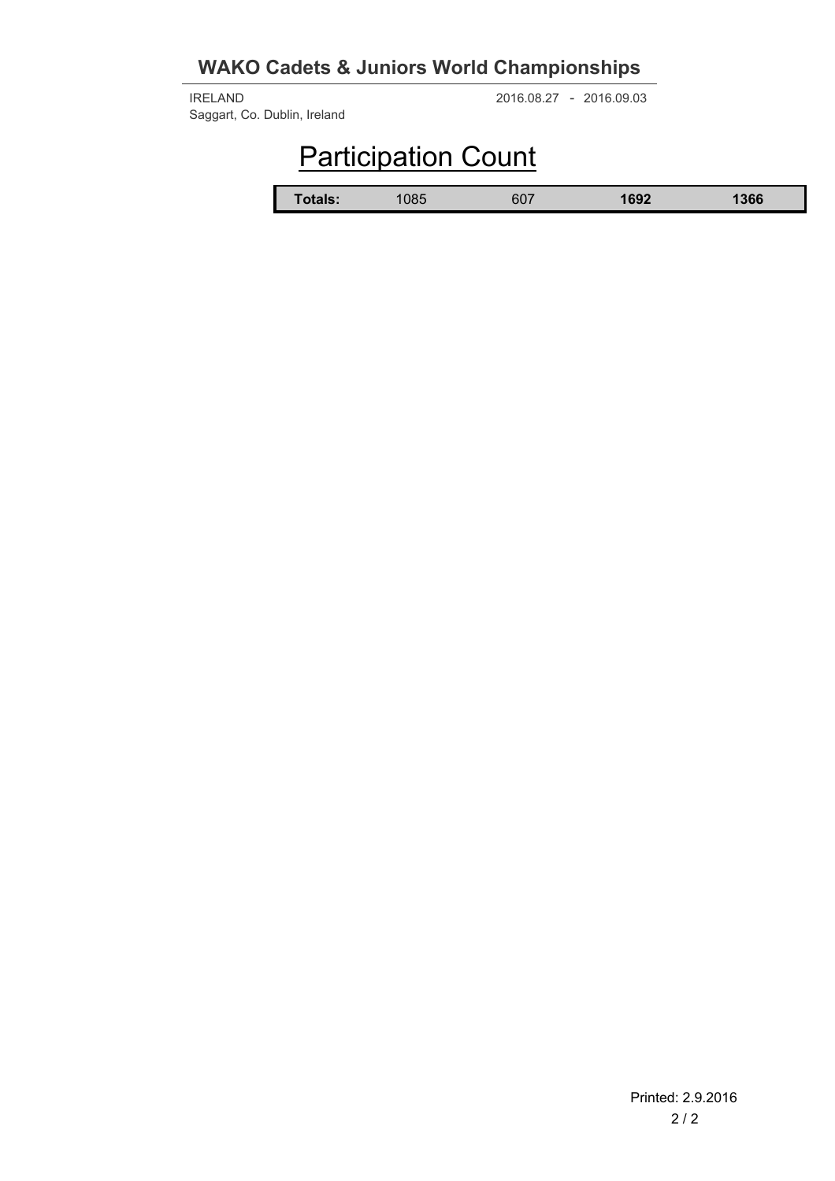## WAKO Cadets & Juniors World Championships

IRELAND
Saggart, Co. Dublin, Ireland

2016.08.27 - 2016.09.03

# Participation Count

| | | | | |
|---|---|---|---|---|
| **Totals:** | 1085 | 607 | **1692** | **1366** |

Printed: 2.9.2016